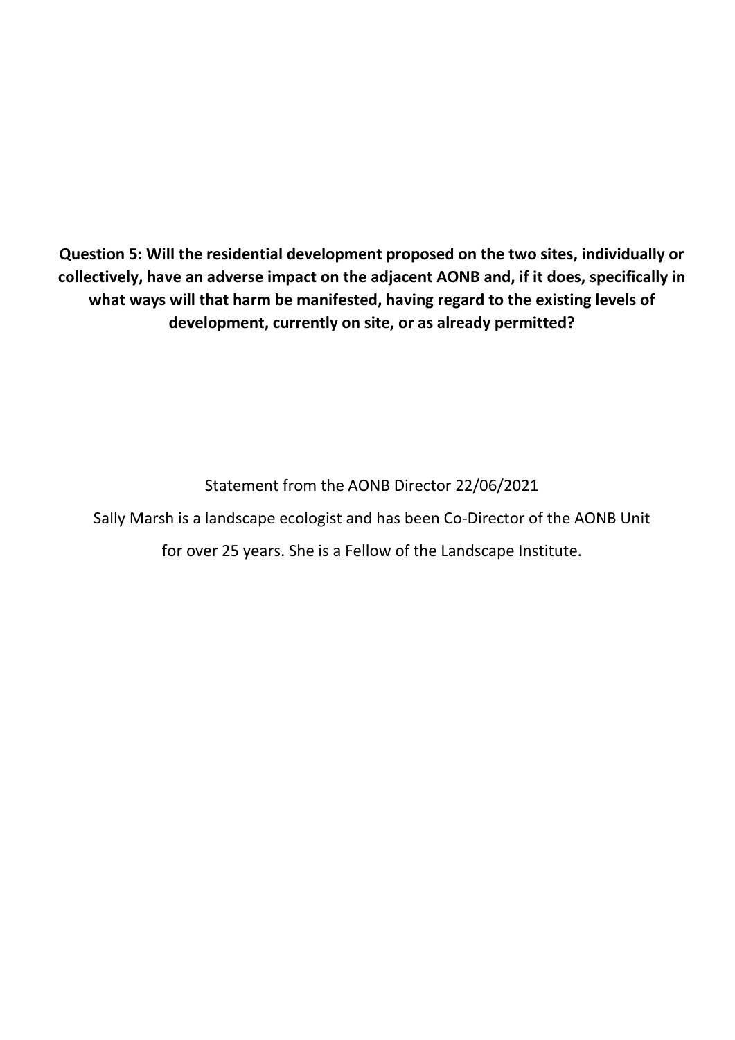**Question 5: Will the residential development proposed on the two sites, individually or collectively, have an adverse impact on the adjacent AONB and, if it does, specifically in what ways will that harm be manifested, having regard to the existing levels of development, currently on site, or as already permitted?**

Statement from the AONB Director 22/06/2021

Sally Marsh is a landscape ecologist and has been Co-Director of the AONB Unit for over 25 years. She is a Fellow of the Landscape Institute.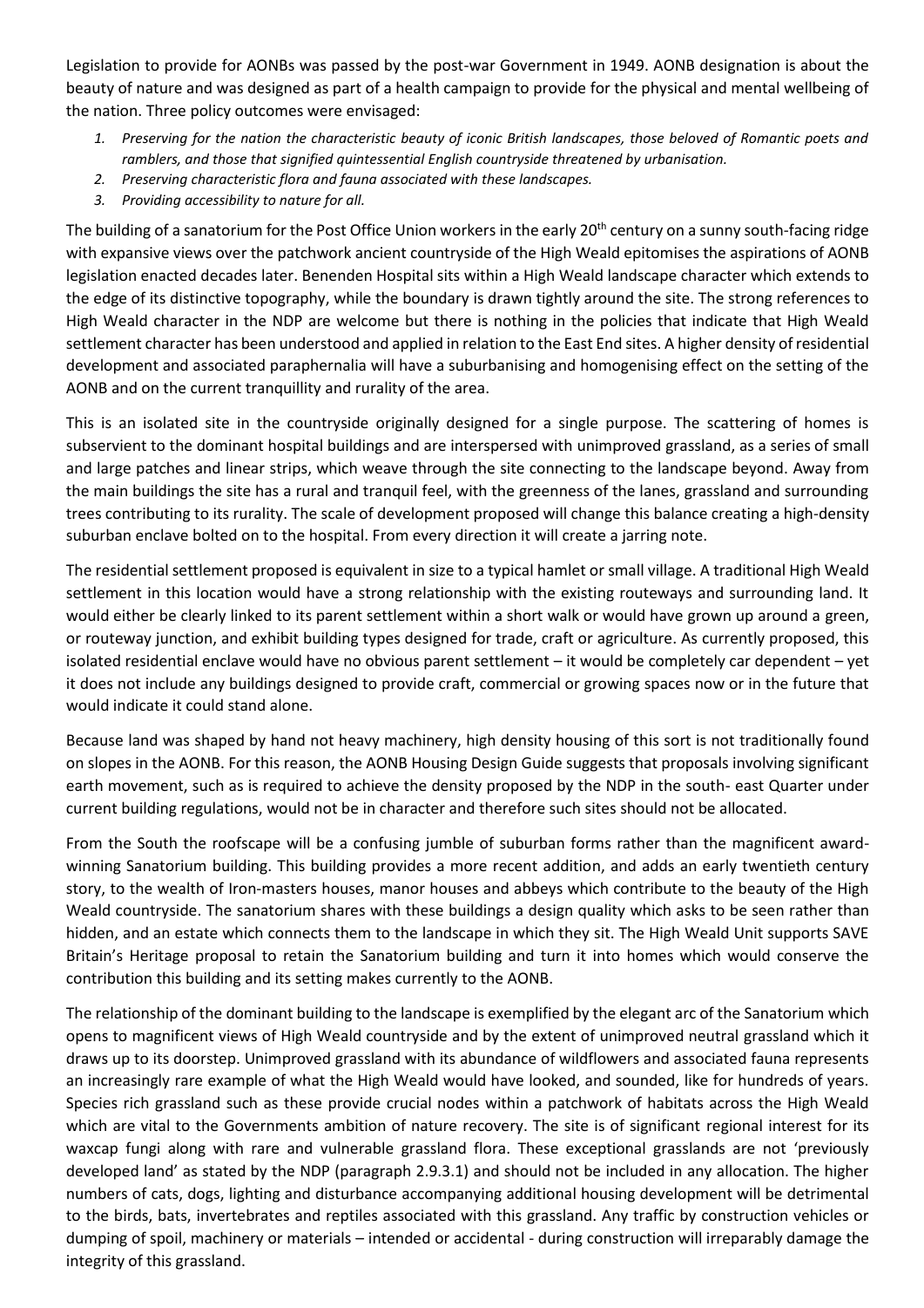Legislation to provide for AONBs was passed by the post-war Government in 1949. AONB designation is about the beauty of nature and was designed as part of a health campaign to provide for the physical and mental wellbeing of the nation. Three policy outcomes were envisaged:

1. *Preserving for the nation the characteristic beauty of iconic British landscapes, those beloved of Romantic poets and ramblers, and those that signified quintessential English countryside threatened by urbanisation.*
2. *Preserving characteristic flora and fauna associated with these landscapes.*
3. *Providing accessibility to nature for all.*

The building of a sanatorium for the Post Office Union workers in the early 20th century on a sunny south-facing ridge with expansive views over the patchwork ancient countryside of the High Weald epitomises the aspirations of AONB legislation enacted decades later. Benenden Hospital sits within a High Weald landscape character which extends to the edge of its distinctive topography, while the boundary is drawn tightly around the site. The strong references to High Weald character in the NDP are welcome but there is nothing in the policies that indicate that High Weald settlement character has been understood and applied in relation to the East End sites. A higher density of residential development and associated paraphernalia will have a suburbanising and homogenising effect on the setting of the AONB and on the current tranquillity and rurality of the area.

This is an isolated site in the countryside originally designed for a single purpose. The scattering of homes is subservient to the dominant hospital buildings and are interspersed with unimproved grassland, as a series of small and large patches and linear strips, which weave through the site connecting to the landscape beyond. Away from the main buildings the site has a rural and tranquil feel, with the greenness of the lanes, grassland and surrounding trees contributing to its rurality. The scale of development proposed will change this balance creating a high-density suburban enclave bolted on to the hospital. From every direction it will create a jarring note.

The residential settlement proposed is equivalent in size to a typical hamlet or small village. A traditional High Weald settlement in this location would have a strong relationship with the existing routeways and surrounding land. It would either be clearly linked to its parent settlement within a short walk or would have grown up around a green, or routeway junction, and exhibit building types designed for trade, craft or agriculture. As currently proposed, this isolated residential enclave would have no obvious parent settlement – it would be completely car dependent – yet it does not include any buildings designed to provide craft, commercial or growing spaces now or in the future that would indicate it could stand alone.

Because land was shaped by hand not heavy machinery, high density housing of this sort is not traditionally found on slopes in the AONB. For this reason, the AONB Housing Design Guide suggests that proposals involving significant earth movement, such as is required to achieve the density proposed by the NDP in the south- east Quarter under current building regulations, would not be in character and therefore such sites should not be allocated.

From the South the roofscape will be a confusing jumble of suburban forms rather than the magnificent award-winning Sanatorium building. This building provides a more recent addition, and adds an early twentieth century story, to the wealth of Iron-masters houses, manor houses and abbeys which contribute to the beauty of the High Weald countryside. The sanatorium shares with these buildings a design quality which asks to be seen rather than hidden, and an estate which connects them to the landscape in which they sit. The High Weald Unit supports SAVE Britain's Heritage proposal to retain the Sanatorium building and turn it into homes which would conserve the contribution this building and its setting makes currently to the AONB.

The relationship of the dominant building to the landscape is exemplified by the elegant arc of the Sanatorium which opens to magnificent views of High Weald countryside and by the extent of unimproved neutral grassland which it draws up to its doorstep. Unimproved grassland with its abundance of wildflowers and associated fauna represents an increasingly rare example of what the High Weald would have looked, and sounded, like for hundreds of years. Species rich grassland such as these provide crucial nodes within a patchwork of habitats across the High Weald which are vital to the Governments ambition of nature recovery. The site is of significant regional interest for its waxcap fungi along with rare and vulnerable grassland flora. These exceptional grasslands are not 'previously developed land' as stated by the NDP (paragraph 2.9.3.1) and should not be included in any allocation. The higher numbers of cats, dogs, lighting and disturbance accompanying additional housing development will be detrimental to the birds, bats, invertebrates and reptiles associated with this grassland. Any traffic by construction vehicles or dumping of spoil, machinery or materials – intended or accidental - during construction will irreparably damage the integrity of this grassland.